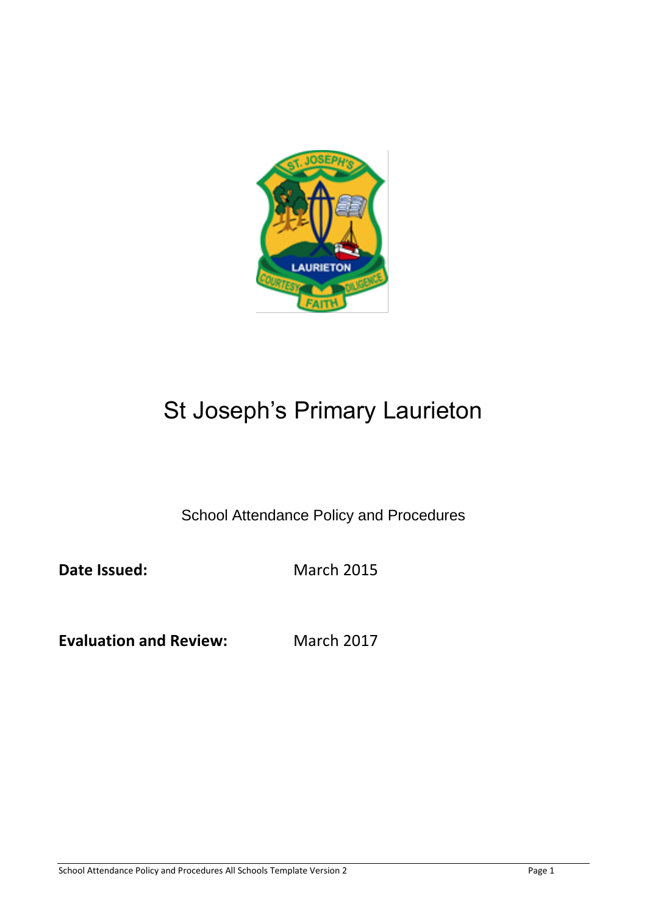# St Joseph's Primary Laurieton

School Attendance Policy and Procedures

**Date Issued:** March 2015

**Evaluation and Review:** March 2017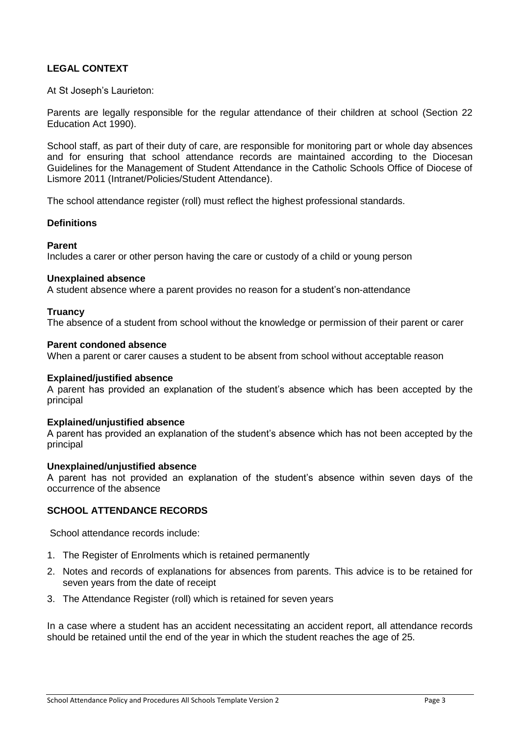## LEGAL CONTEXT

At St Joseph's Laurieton:

Parents are legally responsible for the regular attendance of their children at school (Section 22 Education Act 1990).

School staff, as part of their duty of care, are responsible for monitoring part or whole day absences and for ensuring that school attendance records are maintained according to the Diocesan Guidelines for the Management of Student Attendance in the Catholic Schools Office of Diocese of Lismore 2011 (Intranet/Policies/Student Attendance).

The school attendance register (roll) must reflect the highest professional standards.

### Definitions

**Parent**
Includes a carer or other person having the care or custody of a child or young person

**Unexplained absence**
A student absence where a parent provides no reason for a student's non-attendance

**Truancy**
The absence of a student from school without the knowledge or permission of their parent or carer

**Parent condoned absence**
When a parent or carer causes a student to be absent from school without acceptable reason

**Explained/justified absence**
A parent has provided an explanation of the student's absence which has been accepted by the principal

**Explained/unjustified absence**
A parent has provided an explanation of the student's absence which has not been accepted by the principal

**Unexplained/unjustified absence**
A parent has not provided an explanation of the student's absence within seven days of the occurrence of the absence

## SCHOOL ATTENDANCE RECORDS

School attendance records include:

1. The Register of Enrolments which is retained permanently
2. Notes and records of explanations for absences from parents. This advice is to be retained for seven years from the date of receipt
3. The Attendance Register (roll) which is retained for seven years

In a case where a student has an accident necessitating an accident report, all attendance records should be retained until the end of the year in which the student reaches the age of 25.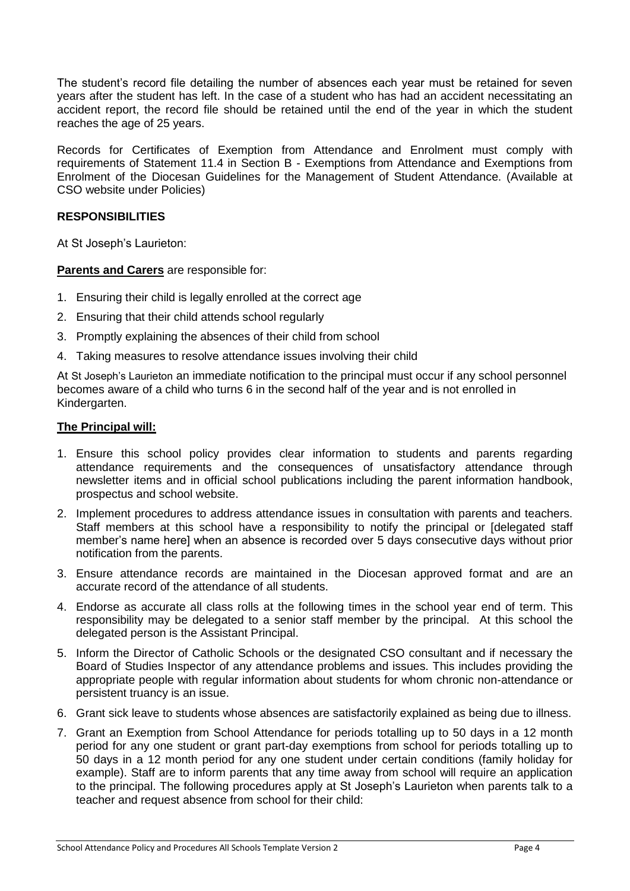The student's record file detailing the number of absences each year must be retained for seven years after the student has left. In the case of a student who has had an accident necessitating an accident report, the record file should be retained until the end of the year in which the student reaches the age of 25 years.

Records for Certificates of Exemption from Attendance and Enrolment must comply with requirements of Statement 11.4 in Section B - Exemptions from Attendance and Exemptions from Enrolment of the Diocesan Guidelines for the Management of Student Attendance. (Available at CSO website under Policies)

## RESPONSIBILITIES

At St Joseph's Laurieton:

**Parents and Carers** are responsible for:

1. Ensuring their child is legally enrolled at the correct age
2. Ensuring that their child attends school regularly
3. Promptly explaining the absences of their child from school
4. Taking measures to resolve attendance issues involving their child

At St Joseph's Laurieton an immediate notification to the principal must occur if any school personnel becomes aware of a child who turns 6 in the second half of the year and is not enrolled in Kindergarten.

**The Principal will:**

1. Ensure this school policy provides clear information to students and parents regarding attendance requirements and the consequences of unsatisfactory attendance through newsletter items and in official school publications including the parent information handbook, prospectus and school website.
2. Implement procedures to address attendance issues in consultation with parents and teachers. Staff members at this school have a responsibility to notify the principal or [delegated staff member's name here] when an absence is recorded over 5 days consecutive days without prior notification from the parents.
3. Ensure attendance records are maintained in the Diocesan approved format and are an accurate record of the attendance of all students.
4. Endorse as accurate all class rolls at the following times in the school year end of term. This responsibility may be delegated to a senior staff member by the principal. At this school the delegated person is the Assistant Principal.
5. Inform the Director of Catholic Schools or the designated CSO consultant and if necessary the Board of Studies Inspector of any attendance problems and issues. This includes providing the appropriate people with regular information about students for whom chronic non-attendance or persistent truancy is an issue.
6. Grant sick leave to students whose absences are satisfactorily explained as being due to illness.
7. Grant an Exemption from School Attendance for periods totalling up to 50 days in a 12 month period for any one student or grant part-day exemptions from school for periods totalling up to 50 days in a 12 month period for any one student under certain conditions (family holiday for example). Staff are to inform parents that any time away from school will require an application to the principal. The following procedures apply at St Joseph's Laurieton when parents talk to a teacher and request absence from school for their child: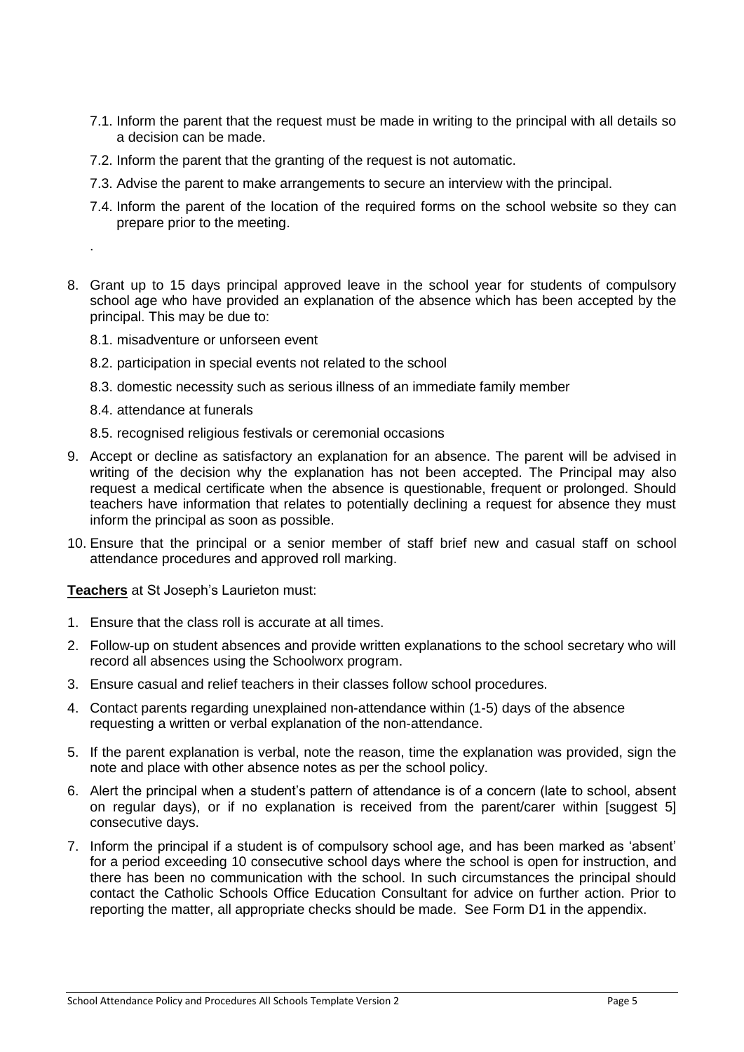7.1. Inform the parent that the request must be made in writing to the principal with all details so a decision can be made.

7.2. Inform the parent that the granting of the request is not automatic.

7.3. Advise the parent to make arrangements to secure an interview with the principal.

7.4. Inform the parent of the location of the required forms on the school website so they can prepare prior to the meeting.

.

8. Grant up to 15 days principal approved leave in the school year for students of compulsory school age who have provided an explanation of the absence which has been accepted by the principal. This may be due to:

   8.1. misadventure or unforseen event

   8.2. participation in special events not related to the school

   8.3. domestic necessity such as serious illness of an immediate family member

   8.4. attendance at funerals

   8.5. recognised religious festivals or ceremonial occasions

9. Accept or decline as satisfactory an explanation for an absence. The parent will be advised in writing of the decision why the explanation has not been accepted. The Principal may also request a medical certificate when the absence is questionable, frequent or prolonged. Should teachers have information that relates to potentially declining a request for absence they must inform the principal as soon as possible.

10. Ensure that the principal or a senior member of staff brief new and casual staff on school attendance procedures and approved roll marking.

**Teachers** at St Joseph's Laurieton must:

1. Ensure that the class roll is accurate at all times.
2. Follow-up on student absences and provide written explanations to the school secretary who will record all absences using the Schoolworx program.
3. Ensure casual and relief teachers in their classes follow school procedures.
4. Contact parents regarding unexplained non-attendance within (1-5) days of the absence requesting a written or verbal explanation of the non-attendance.
5. If the parent explanation is verbal, note the reason, time the explanation was provided, sign the note and place with other absence notes as per the school policy.
6. Alert the principal when a student's pattern of attendance is of a concern (late to school, absent on regular days), or if no explanation is received from the parent/carer within [suggest 5] consecutive days.
7. Inform the principal if a student is of compulsory school age, and has been marked as 'absent' for a period exceeding 10 consecutive school days where the school is open for instruction, and there has been no communication with the school. In such circumstances the principal should contact the Catholic Schools Office Education Consultant for advice on further action. Prior to reporting the matter, all appropriate checks should be made. See Form D1 in the appendix.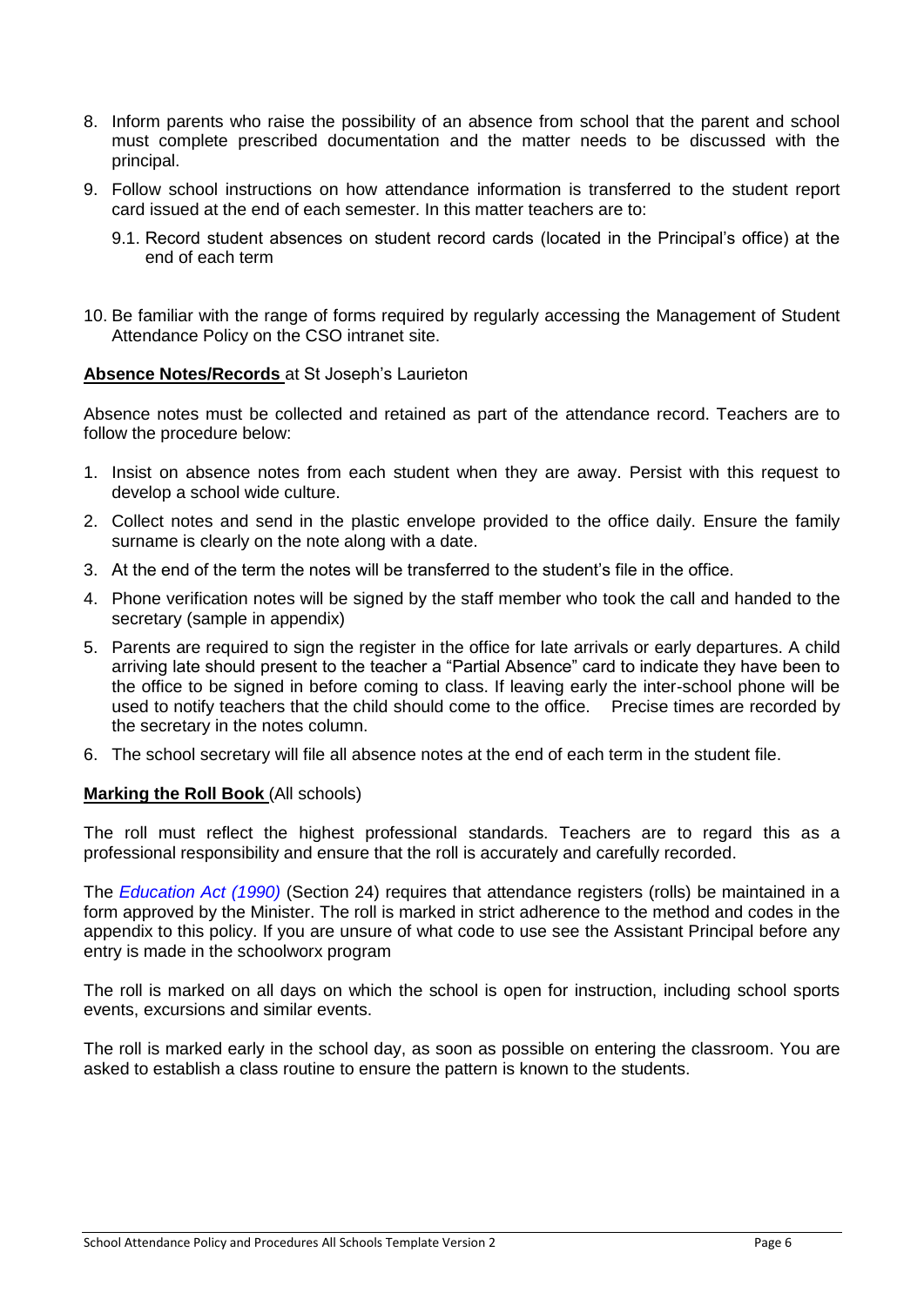8. Inform parents who raise the possibility of an absence from school that the parent and school must complete prescribed documentation and the matter needs to be discussed with the principal.
9. Follow school instructions on how attendance information is transferred to the student report card issued at the end of each semester. In this matter teachers are to:
   9.1. Record student absences on student record cards (located in the Principal's office) at the end of each term
10. Be familiar with the range of forms required by regularly accessing the Management of Student Attendance Policy on the CSO intranet site.

**Absence Notes/Records** at St Joseph's Laurieton

Absence notes must be collected and retained as part of the attendance record. Teachers are to follow the procedure below:

1. Insist on absence notes from each student when they are away. Persist with this request to develop a school wide culture.
2. Collect notes and send in the plastic envelope provided to the office daily. Ensure the family surname is clearly on the note along with a date.
3. At the end of the term the notes will be transferred to the student's file in the office.
4. Phone verification notes will be signed by the staff member who took the call and handed to the secretary (sample in appendix)
5. Parents are required to sign the register in the office for late arrivals or early departures. A child arriving late should present to the teacher a "Partial Absence" card to indicate they have been to the office to be signed in before coming to class. If leaving early the inter-school phone will be used to notify teachers that the child should come to the office. Precise times are recorded by the secretary in the notes column.
6. The school secretary will file all absence notes at the end of each term in the student file.

**Marking the Roll Book** (All schools)

The roll must reflect the highest professional standards. Teachers are to regard this as a professional responsibility and ensure that the roll is accurately and carefully recorded.

The *Education Act (1990)* (Section 24) requires that attendance registers (rolls) be maintained in a form approved by the Minister. The roll is marked in strict adherence to the method and codes in the appendix to this policy. If you are unsure of what code to use see the Assistant Principal before any entry is made in the schoolworx program

The roll is marked on all days on which the school is open for instruction, including school sports events, excursions and similar events.

The roll is marked early in the school day, as soon as possible on entering the classroom. You are asked to establish a class routine to ensure the pattern is known to the students.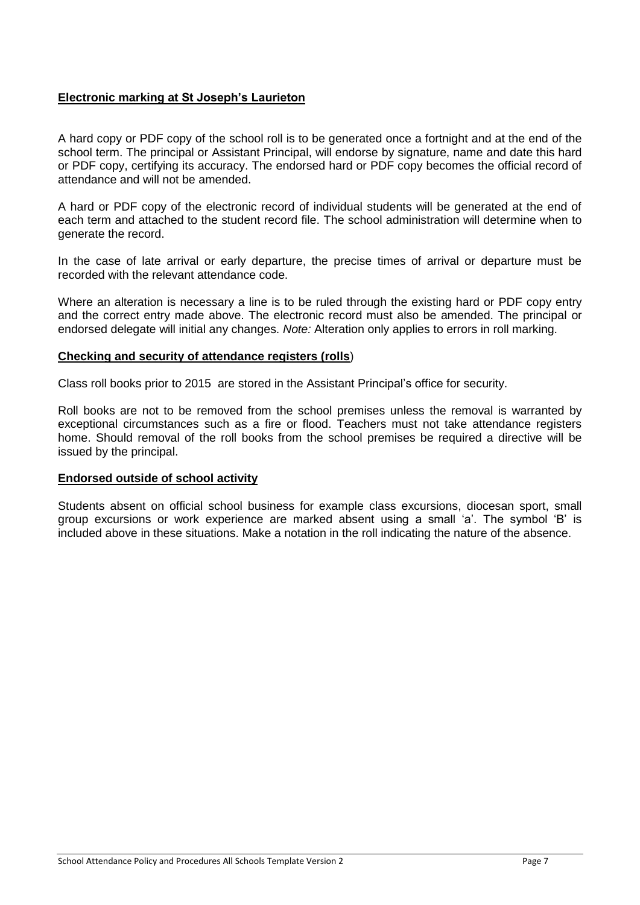**Electronic marking at St Joseph's Laurieton**

A hard copy or PDF copy of the school roll is to be generated once a fortnight and at the end of the school term. The principal or Assistant Principal, will endorse by signature, name and date this hard or PDF copy, certifying its accuracy. The endorsed hard or PDF copy becomes the official record of attendance and will not be amended.

A hard or PDF copy of the electronic record of individual students will be generated at the end of each term and attached to the student record file. The school administration will determine when to generate the record.

In the case of late arrival or early departure, the precise times of arrival or departure must be recorded with the relevant attendance code.

Where an alteration is necessary a line is to be ruled through the existing hard or PDF copy entry and the correct entry made above. The electronic record must also be amended. The principal or endorsed delegate will initial any changes. *Note:* Alteration only applies to errors in roll marking.

**Checking and security of attendance registers (rolls**)

Class roll books prior to 2015 are stored in the Assistant Principal's office for security.

Roll books are not to be removed from the school premises unless the removal is warranted by exceptional circumstances such as a fire or flood. Teachers must not take attendance registers home. Should removal of the roll books from the school premises be required a directive will be issued by the principal.

**Endorsed outside of school activity**

Students absent on official school business for example class excursions, diocesan sport, small group excursions or work experience are marked absent using a small 'a'. The symbol 'B' is included above in these situations. Make a notation in the roll indicating the nature of the absence.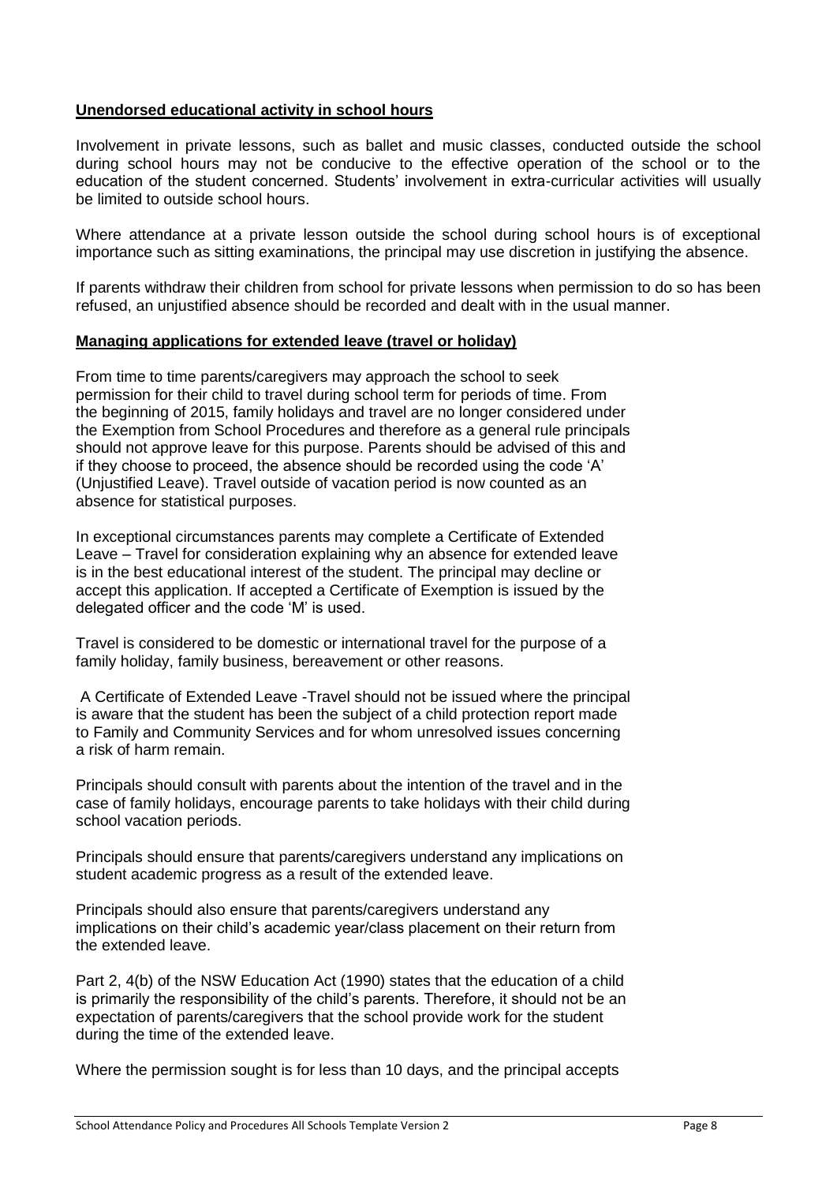## **Unendorsed educational activity in school hours**

Involvement in private lessons, such as ballet and music classes, conducted outside the school during school hours may not be conducive to the effective operation of the school or to the education of the student concerned. Students' involvement in extra-curricular activities will usually be limited to outside school hours.

Where attendance at a private lesson outside the school during school hours is of exceptional importance such as sitting examinations, the principal may use discretion in justifying the absence.

If parents withdraw their children from school for private lessons when permission to do so has been refused, an unjustified absence should be recorded and dealt with in the usual manner.

## **Managing applications for extended leave (travel or holiday)**

From time to time parents/caregivers may approach the school to seek permission for their child to travel during school term for periods of time. From the beginning of 2015, family holidays and travel are no longer considered under the Exemption from School Procedures and therefore as a general rule principals should not approve leave for this purpose. Parents should be advised of this and if they choose to proceed, the absence should be recorded using the code 'A' (Unjustified Leave). Travel outside of vacation period is now counted as an absence for statistical purposes.

In exceptional circumstances parents may complete a Certificate of Extended Leave – Travel for consideration explaining why an absence for extended leave is in the best educational interest of the student. The principal may decline or accept this application. If accepted a Certificate of Exemption is issued by the delegated officer and the code 'M' is used.

Travel is considered to be domestic or international travel for the purpose of a family holiday, family business, bereavement or other reasons.

A Certificate of Extended Leave -Travel should not be issued where the principal is aware that the student has been the subject of a child protection report made to Family and Community Services and for whom unresolved issues concerning a risk of harm remain.

Principals should consult with parents about the intention of the travel and in the case of family holidays, encourage parents to take holidays with their child during school vacation periods.

Principals should ensure that parents/caregivers understand any implications on student academic progress as a result of the extended leave.

Principals should also ensure that parents/caregivers understand any implications on their child's academic year/class placement on their return from the extended leave.

Part 2, 4(b) of the NSW Education Act (1990) states that the education of a child is primarily the responsibility of the child's parents. Therefore, it should not be an expectation of parents/caregivers that the school provide work for the student during the time of the extended leave.

Where the permission sought is for less than 10 days, and the principal accepts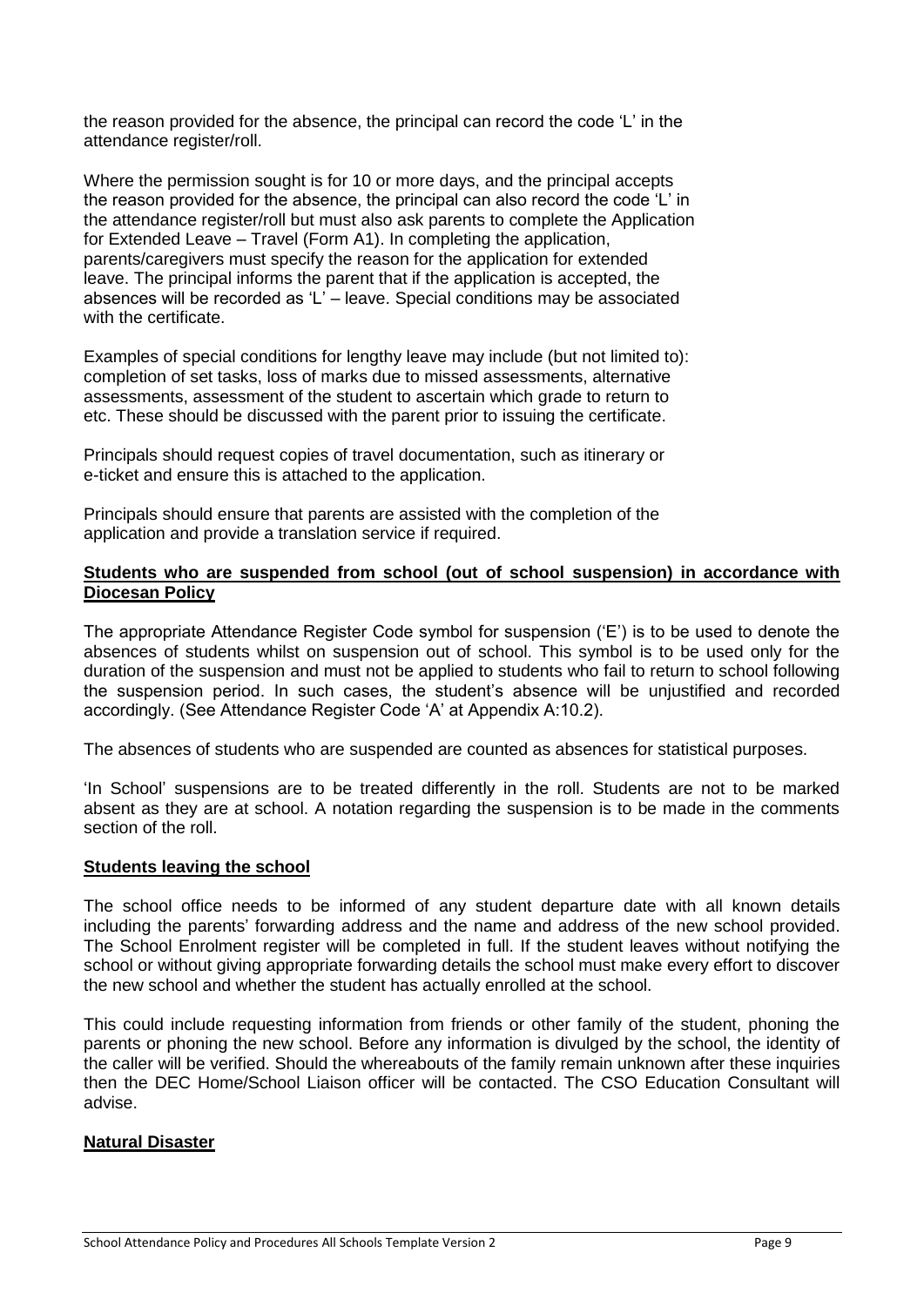the reason provided for the absence, the principal can record the code 'L' in the attendance register/roll.

Where the permission sought is for 10 or more days, and the principal accepts the reason provided for the absence, the principal can also record the code 'L' in the attendance register/roll but must also ask parents to complete the Application for Extended Leave – Travel (Form A1). In completing the application, parents/caregivers must specify the reason for the application for extended leave. The principal informs the parent that if the application is accepted, the absences will be recorded as 'L' – leave. Special conditions may be associated with the certificate.

Examples of special conditions for lengthy leave may include (but not limited to): completion of set tasks, loss of marks due to missed assessments, alternative assessments, assessment of the student to ascertain which grade to return to etc. These should be discussed with the parent prior to issuing the certificate.

Principals should request copies of travel documentation, such as itinerary or e-ticket and ensure this is attached to the application.

Principals should ensure that parents are assisted with the completion of the application and provide a translation service if required.

**Students who are suspended from school (out of school suspension) in accordance with Diocesan Policy**

The appropriate Attendance Register Code symbol for suspension ('E') is to be used to denote the absences of students whilst on suspension out of school. This symbol is to be used only for the duration of the suspension and must not be applied to students who fail to return to school following the suspension period. In such cases, the student's absence will be unjustified and recorded accordingly. (See Attendance Register Code 'A' at Appendix A:10.2).

The absences of students who are suspended are counted as absences for statistical purposes.

'In School' suspensions are to be treated differently in the roll. Students are not to be marked absent as they are at school. A notation regarding the suspension is to be made in the comments section of the roll.

**Students leaving the school**

The school office needs to be informed of any student departure date with all known details including the parents' forwarding address and the name and address of the new school provided. The School Enrolment register will be completed in full. If the student leaves without notifying the school or without giving appropriate forwarding details the school must make every effort to discover the new school and whether the student has actually enrolled at the school.

This could include requesting information from friends or other family of the student, phoning the parents or phoning the new school. Before any information is divulged by the school, the identity of the caller will be verified. Should the whereabouts of the family remain unknown after these inquiries then the DEC Home/School Liaison officer will be contacted. The CSO Education Consultant will advise.

**Natural Disaster**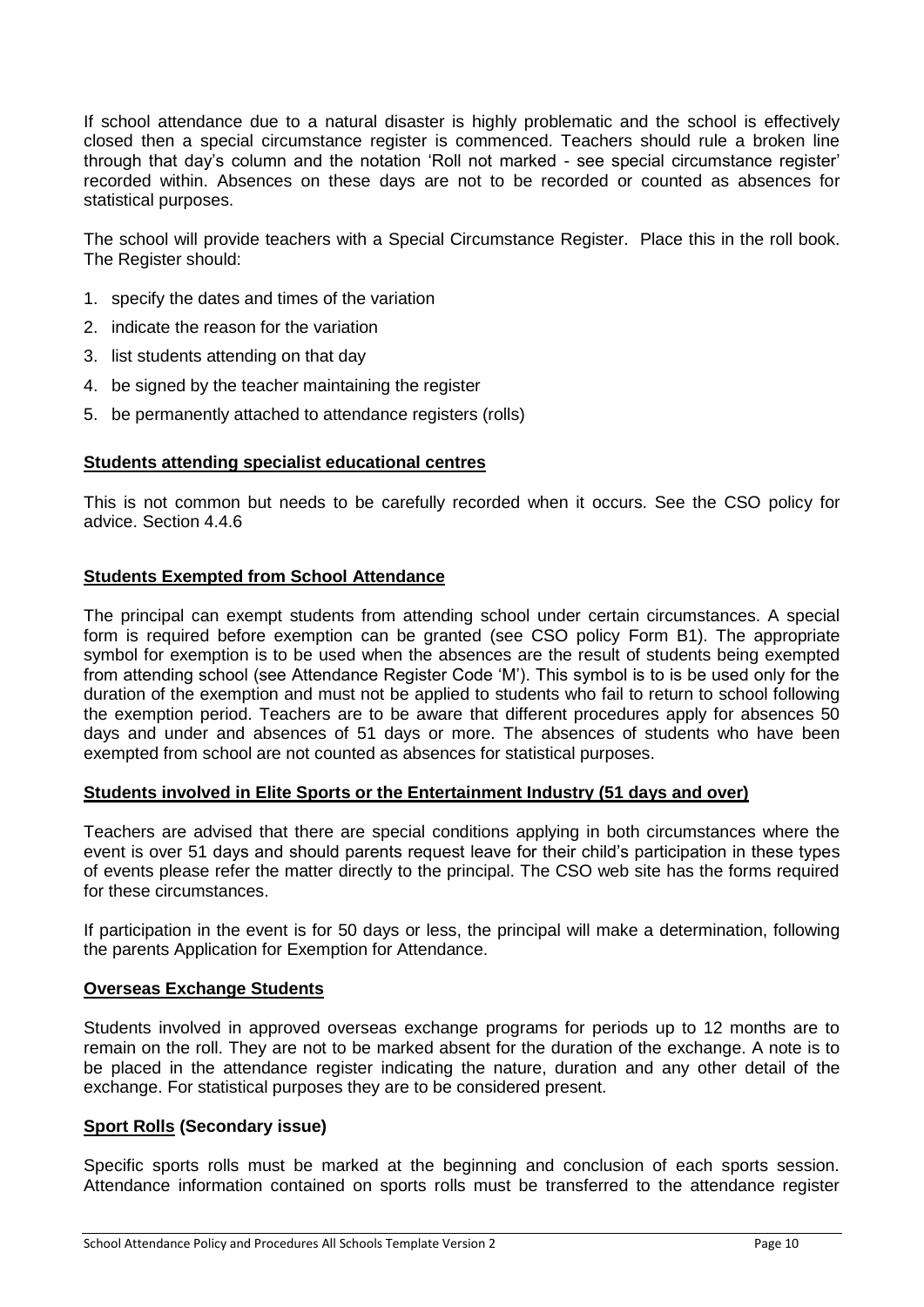If school attendance due to a natural disaster is highly problematic and the school is effectively closed then a special circumstance register is commenced. Teachers should rule a broken line through that day's column and the notation 'Roll not marked - see special circumstance register' recorded within. Absences on these days are not to be recorded or counted as absences for statistical purposes.

The school will provide teachers with a Special Circumstance Register. Place this in the roll book. The Register should:

1. specify the dates and times of the variation
2. indicate the reason for the variation
3. list students attending on that day
4. be signed by the teacher maintaining the register
5. be permanently attached to attendance registers (rolls)

**Students attending specialist educational centres**

This is not common but needs to be carefully recorded when it occurs. See the CSO policy for advice. Section 4.4.6

**Students Exempted from School Attendance**

The principal can exempt students from attending school under certain circumstances. A special form is required before exemption can be granted (see CSO policy Form B1). The appropriate symbol for exemption is to be used when the absences are the result of students being exempted from attending school (see Attendance Register Code 'M'). This symbol is to is be used only for the duration of the exemption and must not be applied to students who fail to return to school following the exemption period. Teachers are to be aware that different procedures apply for absences 50 days and under and absences of 51 days or more. The absences of students who have been exempted from school are not counted as absences for statistical purposes.

**Students involved in Elite Sports or the Entertainment Industry (51 days and over)**

Teachers are advised that there are special conditions applying in both circumstances where the event is over 51 days and should parents request leave for their child's participation in these types of events please refer the matter directly to the principal. The CSO web site has the forms required for these circumstances.

If participation in the event is for 50 days or less, the principal will make a determination, following the parents Application for Exemption for Attendance.

**Overseas Exchange Students**

Students involved in approved overseas exchange programs for periods up to 12 months are to remain on the roll. They are not to be marked absent for the duration of the exchange. A note is to be placed in the attendance register indicating the nature, duration and any other detail of the exchange. For statistical purposes they are to be considered present.

**Sport Rolls (Secondary issue)**

Specific sports rolls must be marked at the beginning and conclusion of each sports session. Attendance information contained on sports rolls must be transferred to the attendance register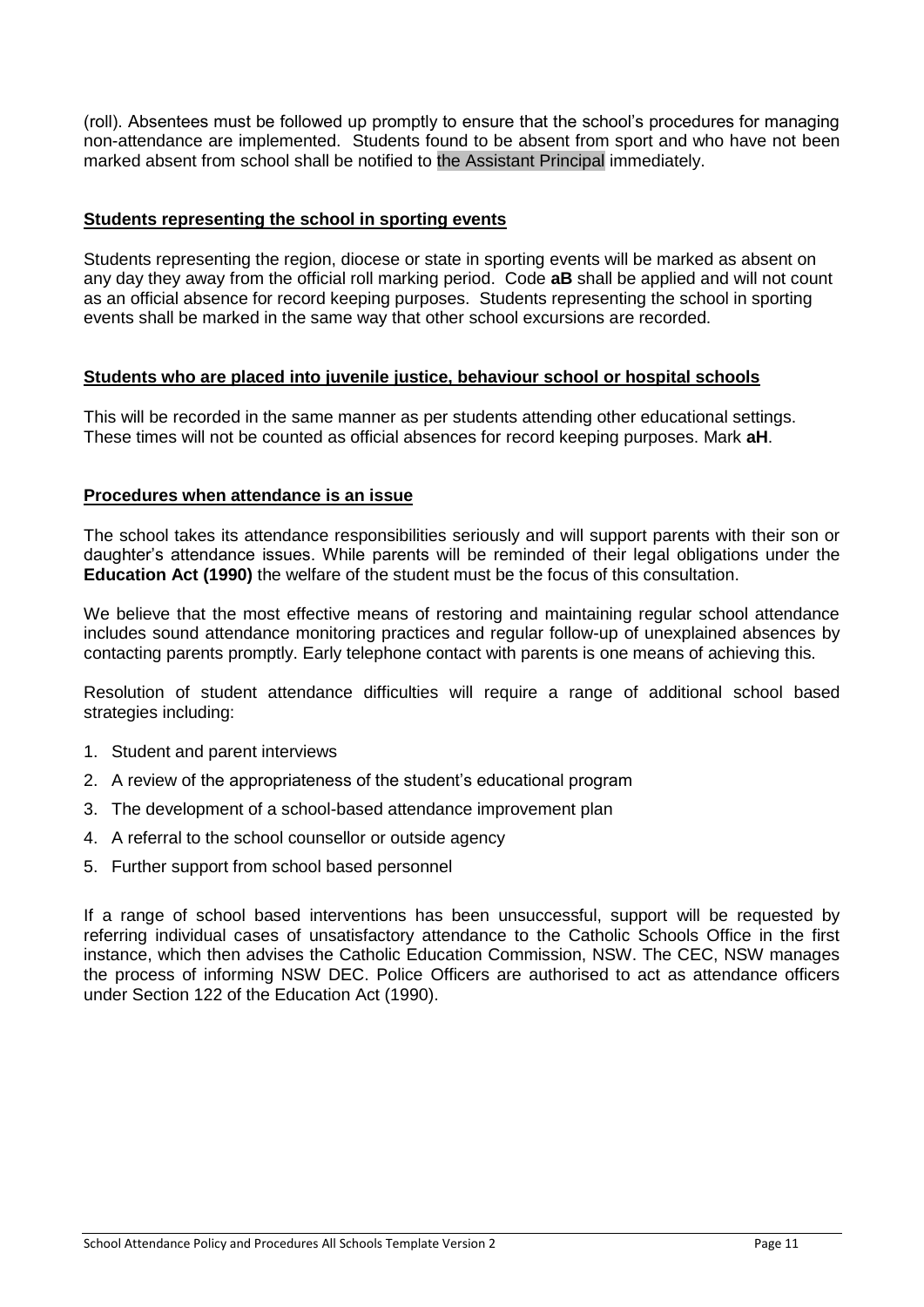(roll). Absentees must be followed up promptly to ensure that the school's procedures for managing non-attendance are implemented. Students found to be absent from sport and who have not been marked absent from school shall be notified to the Assistant Principal immediately.

## Students representing the school in sporting events

Students representing the region, diocese or state in sporting events will be marked as absent on any day they away from the official roll marking period. Code **aB** shall be applied and will not count as an official absence for record keeping purposes. Students representing the school in sporting events shall be marked in the same way that other school excursions are recorded.

## Students who are placed into juvenile justice, behaviour school or hospital schools

This will be recorded in the same manner as per students attending other educational settings. These times will not be counted as official absences for record keeping purposes. Mark **aH**.

## Procedures when attendance is an issue

The school takes its attendance responsibilities seriously and will support parents with their son or daughter's attendance issues. While parents will be reminded of their legal obligations under the **Education Act (1990)** the welfare of the student must be the focus of this consultation.

We believe that the most effective means of restoring and maintaining regular school attendance includes sound attendance monitoring practices and regular follow-up of unexplained absences by contacting parents promptly. Early telephone contact with parents is one means of achieving this.

Resolution of student attendance difficulties will require a range of additional school based strategies including:

1. Student and parent interviews
2. A review of the appropriateness of the student's educational program
3. The development of a school-based attendance improvement plan
4. A referral to the school counsellor or outside agency
5. Further support from school based personnel

If a range of school based interventions has been unsuccessful, support will be requested by referring individual cases of unsatisfactory attendance to the Catholic Schools Office in the first instance, which then advises the Catholic Education Commission, NSW. The CEC, NSW manages the process of informing NSW DEC. Police Officers are authorised to act as attendance officers under Section 122 of the Education Act (1990).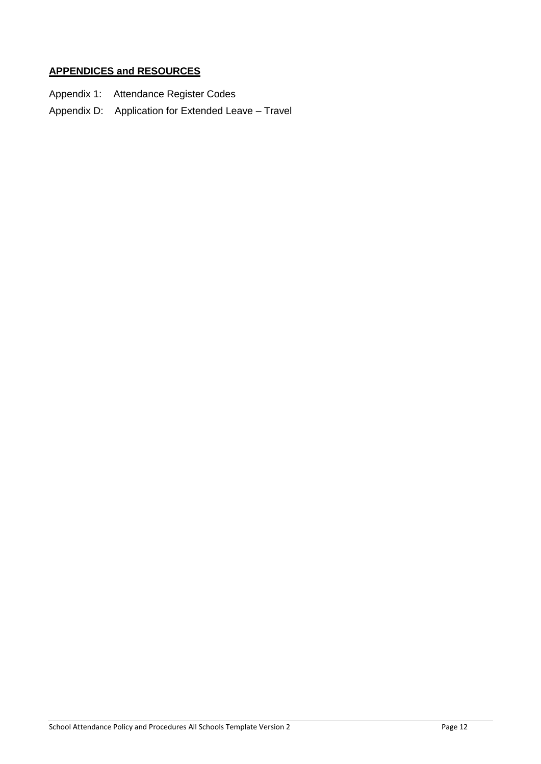## **APPENDICES and RESOURCES**

Appendix 1: Attendance Register Codes

Appendix D: Application for Extended Leave – Travel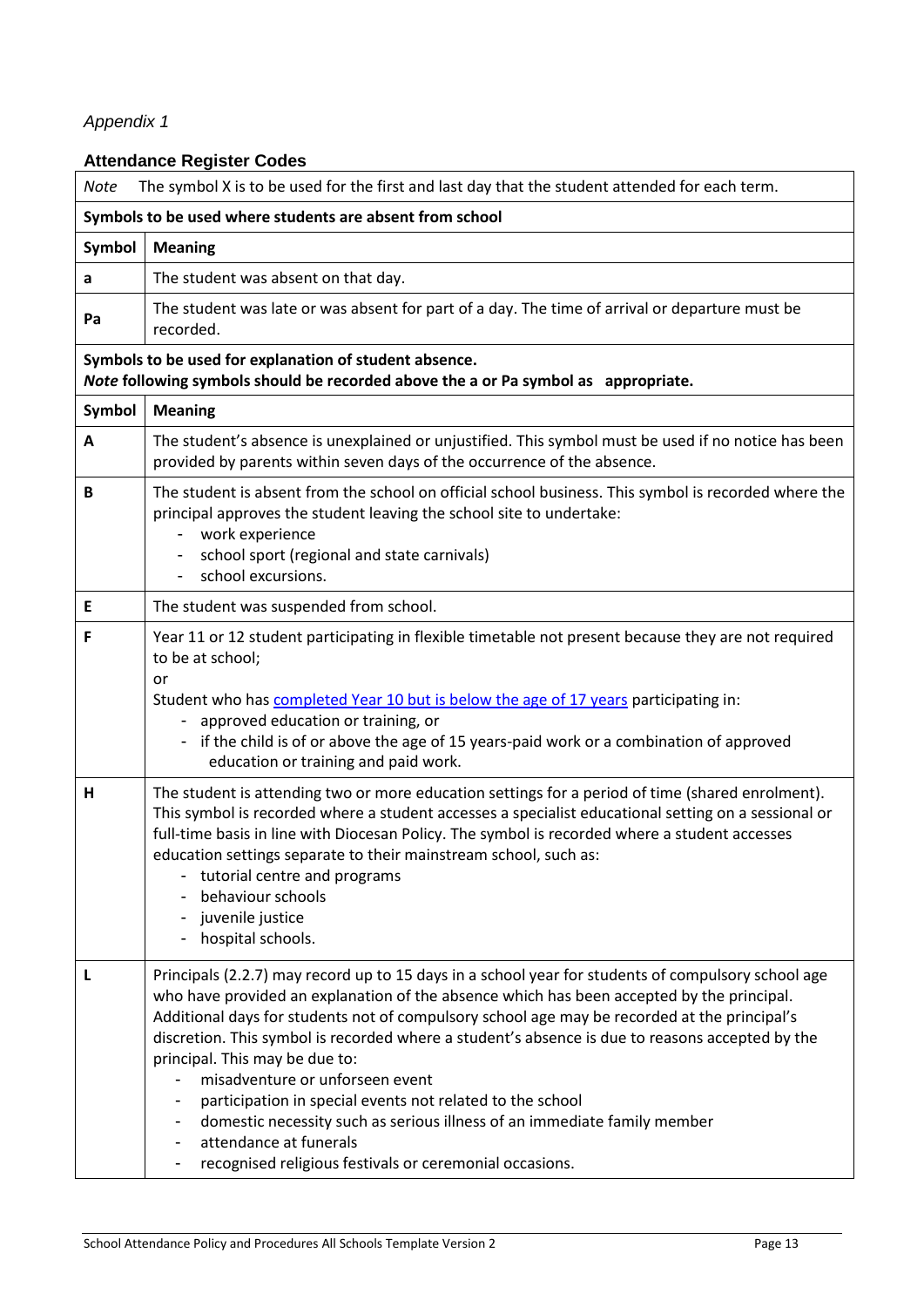*Appendix 1*

### Attendance Register Codes

| Symbol | Meaning |
|---|---|
| *Note* | The symbol X is to be used for the first and last day that the student attended for each term. |
| **Symbols to be used where students are absent from school** | |
| **Symbol** | **Meaning** |
| **a** | The student was absent on that day. |
| **Pa** | The student was late or was absent for part of a day. The time of arrival or departure must be recorded. |
| **Symbols to be used for explanation of student absence.** *Note* **following symbols should be recorded above the a or Pa symbol as appropriate.** | |
| **Symbol** | **Meaning** |
| **A** | The student's absence is unexplained or unjustified. This symbol must be used if no notice has been provided by parents within seven days of the occurrence of the absence. |
| **B** | The student is absent from the school on official school business. This symbol is recorded where the principal approves the student leaving the school site to undertake: <br>- work experience <br>- school sport (regional and state carnivals) <br>- school excursions. |
| **E** | The student was suspended from school. |
| **F** | Year 11 or 12 student participating in flexible timetable not present because they are not required to be at school; <br>or <br>Student who has completed Year 10 but is below the age of 17 years participating in: <br>- approved education or training, or <br>- if the child is of or above the age of 15 years-paid work or a combination of approved education or training and paid work. |
| **H** | The student is attending two or more education settings for a period of time (shared enrolment). This symbol is recorded where a student accesses a specialist educational setting on a sessional or full-time basis in line with Diocesan Policy. The symbol is recorded where a student accesses education settings separate to their mainstream school, such as: <br>- tutorial centre and programs <br>- behaviour schools <br>- juvenile justice <br>- hospital schools. |
| **L** | Principals (2.2.7) may record up to 15 days in a school year for students of compulsory school age who have provided an explanation of the absence which has been accepted by the principal. Additional days for students not of compulsory school age may be recorded at the principal's discretion. This symbol is recorded where a student's absence is due to reasons accepted by the principal. This may be due to: <br>- misadventure or unforseen event <br>- participation in special events not related to the school <br>- domestic necessity such as serious illness of an immediate family member <br>- attendance at funerals <br>- recognised religious festivals or ceremonial occasions. |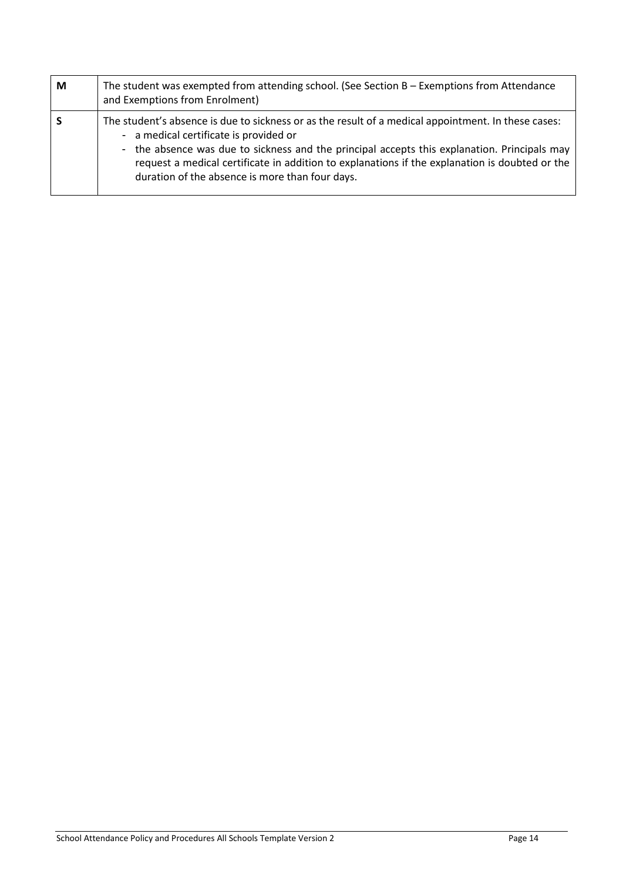| | |
|---|---|
| **M** | The student was exempted from attending school. (See Section B – Exemptions from Attendance and Exemptions from Enrolment) |
| **S** | The student's absence is due to sickness or as the result of a medical appointment. In these cases:<br>- a medical certificate is provided or<br>- the absence was due to sickness and the principal accepts this explanation. Principals may request a medical certificate in addition to explanations if the explanation is doubted or the duration of the absence is more than four days. |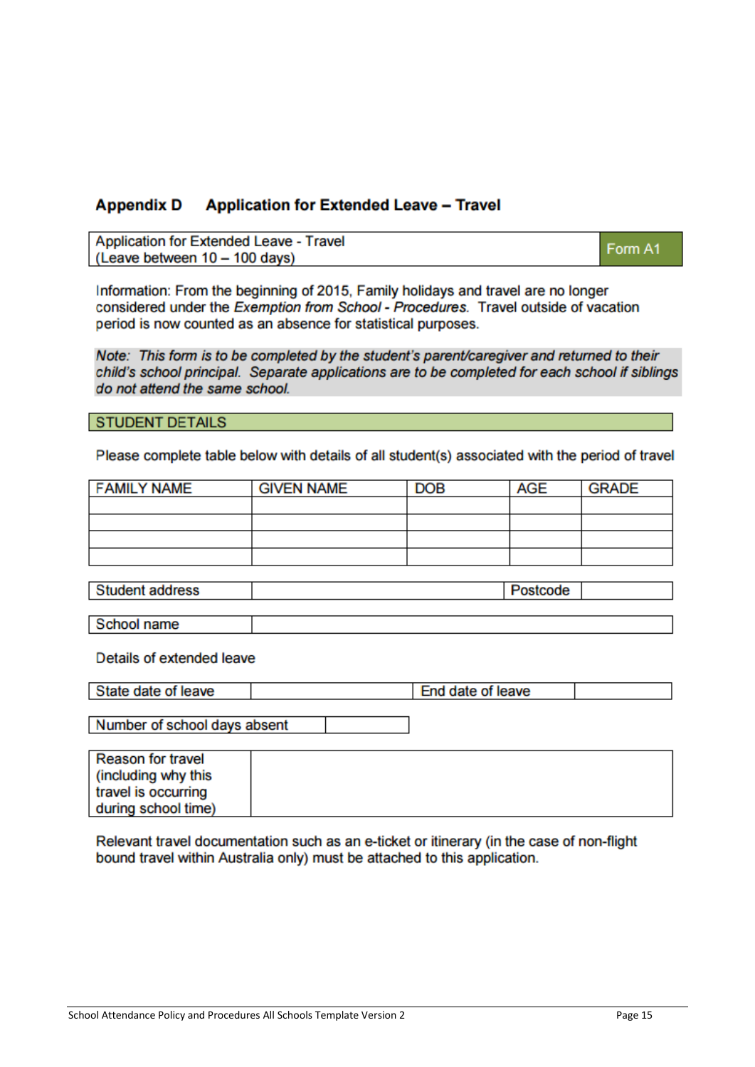## Appendix D Application for Extended Leave – Travel

| Application for Extended Leave - Travel (Leave between 10 – 100 days) | Form A1 |
|---|---|

Information: From the beginning of 2015, Family holidays and travel are no longer considered under the *Exemption from School - Procedures.* Travel outside of vacation period is now counted as an absence for statistical purposes.

*Note: This form is to be completed by the student's parent/caregiver and returned to their child's school principal. Separate applications are to be completed for each school if siblings do not attend the same school.*

### STUDENT DETAILS

Please complete table below with details of all student(s) associated with the period of travel

| FAMILY NAME | GIVEN NAME | DOB | AGE | GRADE |
|---|---|---|---|---|
| | | | | |
| | | | | |
| | | | | |
| | | | | |

| | | | |
|---|---|---|---|
| Student address | | Postcode | |

| | |
|---|---|
| School name | |

Details of extended leave

| | | | |
|---|---|---|---|
| State date of leave | | End date of leave | |

| | |
|---|---|
| Number of school days absent | |

| | |
|---|---|
| Reason for travel (including why this travel is occurring during school time) | |

Relevant travel documentation such as an e-ticket or itinerary (in the case of non-flight bound travel within Australia only) must be attached to this application.